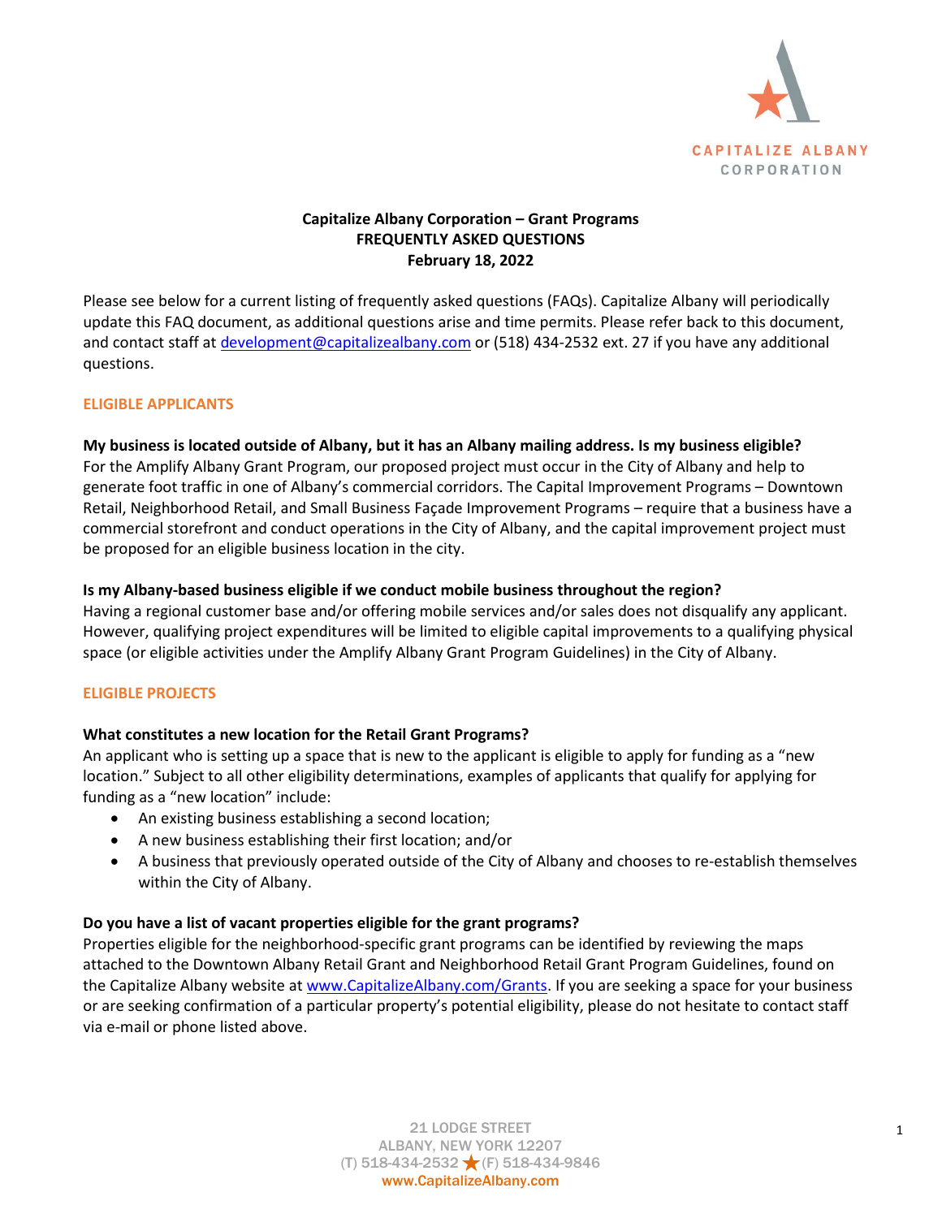# Capitalize Albany Corporation – Grant Programs
## FREQUENTLY ASKED QUESTIONS
**February 18, 2022**

Please see below for a current listing of frequently asked questions (FAQs). Capitalize Albany will periodically update this FAQ document, as additional questions arise and time permits. Please refer back to this document, and contact staff at development@capitalizealbany.com or (518) 434-2532 ext. 27 if you have any additional questions.

## ELIGIBLE APPLICANTS

**My business is located outside of Albany, but it has an Albany mailing address. Is my business eligible?**

For the Amplify Albany Grant Program, our proposed project must occur in the City of Albany and help to generate foot traffic in one of Albany's commercial corridors. The Capital Improvement Programs – Downtown Retail, Neighborhood Retail, and Small Business Façade Improvement Programs – require that a business have a commercial storefront and conduct operations in the City of Albany, and the capital improvement project must be proposed for an eligible business location in the city.

**Is my Albany-based business eligible if we conduct mobile business throughout the region?**

Having a regional customer base and/or offering mobile services and/or sales does not disqualify any applicant. However, qualifying project expenditures will be limited to eligible capital improvements to a qualifying physical space (or eligible activities under the Amplify Albany Grant Program Guidelines) in the City of Albany.

## ELIGIBLE PROJECTS

**What constitutes a new location for the Retail Grant Programs?**

An applicant who is setting up a space that is new to the applicant is eligible to apply for funding as a "new location." Subject to all other eligibility determinations, examples of applicants that qualify for applying for funding as a "new location" include:

- An existing business establishing a second location;
- A new business establishing their first location; and/or
- A business that previously operated outside of the City of Albany and chooses to re-establish themselves within the City of Albany.

**Do you have a list of vacant properties eligible for the grant programs?**

Properties eligible for the neighborhood-specific grant programs can be identified by reviewing the maps attached to the Downtown Albany Retail Grant and Neighborhood Retail Grant Program Guidelines, found on the Capitalize Albany website at www.CapitalizeAlbany.com/Grants. If you are seeking a space for your business or are seeking confirmation of a particular property's potential eligibility, please do not hesitate to contact staff via e-mail or phone listed above.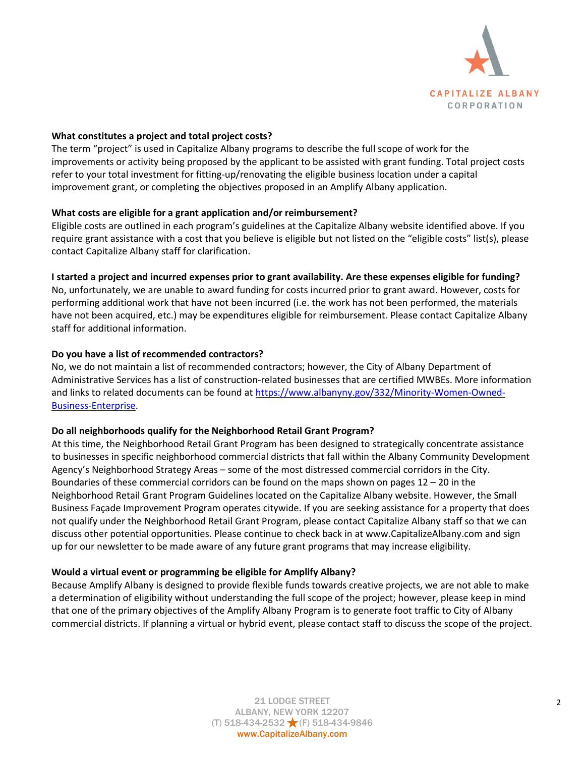**What constitutes a project and total project costs?**
The term "project" is used in Capitalize Albany programs to describe the full scope of work for the improvements or activity being proposed by the applicant to be assisted with grant funding. Total project costs refer to your total investment for fitting-up/renovating the eligible business location under a capital improvement grant, or completing the objectives proposed in an Amplify Albany application.

**What costs are eligible for a grant application and/or reimbursement?**
Eligible costs are outlined in each program's guidelines at the Capitalize Albany website identified above. If you require grant assistance with a cost that you believe is eligible but not listed on the "eligible costs" list(s), please contact Capitalize Albany staff for clarification.

**I started a project and incurred expenses prior to grant availability. Are these expenses eligible for funding?**
No, unfortunately, we are unable to award funding for costs incurred prior to grant award. However, costs for performing additional work that have not been incurred (i.e. the work has not been performed, the materials have not been acquired, etc.) may be expenditures eligible for reimbursement. Please contact Capitalize Albany staff for additional information.

**Do you have a list of recommended contractors?**
No, we do not maintain a list of recommended contractors; however, the City of Albany Department of Administrative Services has a list of construction-related businesses that are certified MWBEs. More information and links to related documents can be found at [https://www.albanyny.gov/332/Minority-Women-Owned-Business-Enterprise](https://www.albanyny.gov/332/Minority-Women-Owned-Business-Enterprise).

**Do all neighborhoods qualify for the Neighborhood Retail Grant Program?**
At this time, the Neighborhood Retail Grant Program has been designed to strategically concentrate assistance to businesses in specific neighborhood commercial districts that fall within the Albany Community Development Agency's Neighborhood Strategy Areas – some of the most distressed commercial corridors in the City. Boundaries of these commercial corridors can be found on the maps shown on pages 12 – 20 in the Neighborhood Retail Grant Program Guidelines located on the Capitalize Albany website. However, the Small Business Façade Improvement Program operates citywide. If you are seeking assistance for a property that does not qualify under the Neighborhood Retail Grant Program, please contact Capitalize Albany staff so that we can discuss other potential opportunities. Please continue to check back in at www.CapitalizeAlbany.com and sign up for our newsletter to be made aware of any future grant programs that may increase eligibility.

**Would a virtual event or programming be eligible for Amplify Albany?**
Because Amplify Albany is designed to provide flexible funds towards creative projects, we are not able to make a determination of eligibility without understanding the full scope of the project; however, please keep in mind that one of the primary objectives of the Amplify Albany Program is to generate foot traffic to City of Albany commercial districts. If planning a virtual or hybrid event, please contact staff to discuss the scope of the project.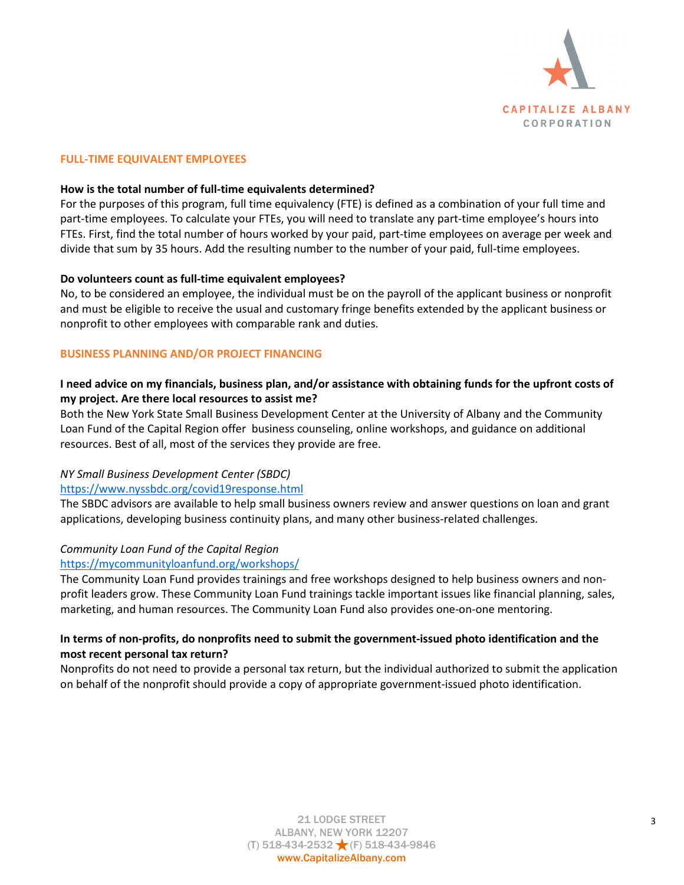## FULL-TIME EQUIVALENT EMPLOYEES

**How is the total number of full-time equivalents determined?**
For the purposes of this program, full time equivalency (FTE) is defined as a combination of your full time and part-time employees. To calculate your FTEs, you will need to translate any part-time employee's hours into FTEs. First, find the total number of hours worked by your paid, part-time employees on average per week and divide that sum by 35 hours. Add the resulting number to the number of your paid, full-time employees.

**Do volunteers count as full-time equivalent employees?**
No, to be considered an employee, the individual must be on the payroll of the applicant business or nonprofit and must be eligible to receive the usual and customary fringe benefits extended by the applicant business or nonprofit to other employees with comparable rank and duties.

## BUSINESS PLANNING AND/OR PROJECT FINANCING

**I need advice on my financials, business plan, and/or assistance with obtaining funds for the upfront costs of my project. Are there local resources to assist me?**
Both the New York State Small Business Development Center at the University of Albany and the Community Loan Fund of the Capital Region offer business counseling, online workshops, and guidance on additional resources. Best of all, most of the services they provide are free.

*NY Small Business Development Center (SBDC)*
https://www.nyssbdc.org/covid19response.html
The SBDC advisors are available to help small business owners review and answer questions on loan and grant applications, developing business continuity plans, and many other business-related challenges.

*Community Loan Fund of the Capital Region*
https://mycommunityloanfund.org/workshops/
The Community Loan Fund provides trainings and free workshops designed to help business owners and non-profit leaders grow. These Community Loan Fund trainings tackle important issues like financial planning, sales, marketing, and human resources. The Community Loan Fund also provides one-on-one mentoring.

**In terms of non-profits, do nonprofits need to submit the government-issued photo identification and the most recent personal tax return?**
Nonprofits do not need to provide a personal tax return, but the individual authorized to submit the application on behalf of the nonprofit should provide a copy of appropriate government-issued photo identification.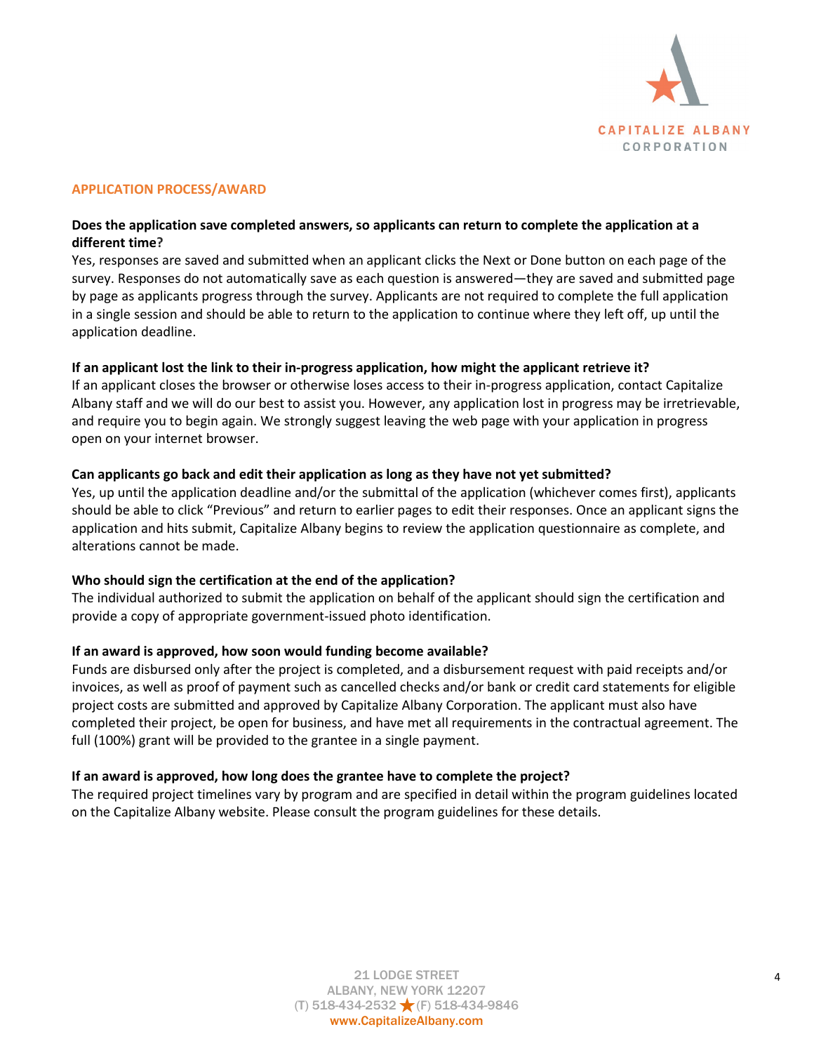## APPLICATION PROCESS/AWARD

**Does the application save completed answers, so applicants can return to complete the application at a different time?**

Yes, responses are saved and submitted when an applicant clicks the Next or Done button on each page of the survey. Responses do not automatically save as each question is answered—they are saved and submitted page by page as applicants progress through the survey. Applicants are not required to complete the full application in a single session and should be able to return to the application to continue where they left off, up until the application deadline.

**If an applicant lost the link to their in-progress application, how might the applicant retrieve it?**

If an applicant closes the browser or otherwise loses access to their in-progress application, contact Capitalize Albany staff and we will do our best to assist you. However, any application lost in progress may be irretrievable, and require you to begin again. We strongly suggest leaving the web page with your application in progress open on your internet browser.

**Can applicants go back and edit their application as long as they have not yet submitted?**

Yes, up until the application deadline and/or the submittal of the application (whichever comes first), applicants should be able to click "Previous" and return to earlier pages to edit their responses. Once an applicant signs the application and hits submit, Capitalize Albany begins to review the application questionnaire as complete, and alterations cannot be made.

**Who should sign the certification at the end of the application?**

The individual authorized to submit the application on behalf of the applicant should sign the certification and provide a copy of appropriate government-issued photo identification.

**If an award is approved, how soon would funding become available?**

Funds are disbursed only after the project is completed, and a disbursement request with paid receipts and/or invoices, as well as proof of payment such as cancelled checks and/or bank or credit card statements for eligible project costs are submitted and approved by Capitalize Albany Corporation. The applicant must also have completed their project, be open for business, and have met all requirements in the contractual agreement. The full (100%) grant will be provided to the grantee in a single payment.

**If an award is approved, how long does the grantee have to complete the project?**

The required project timelines vary by program and are specified in detail within the program guidelines located on the Capitalize Albany website. Please consult the program guidelines for these details.